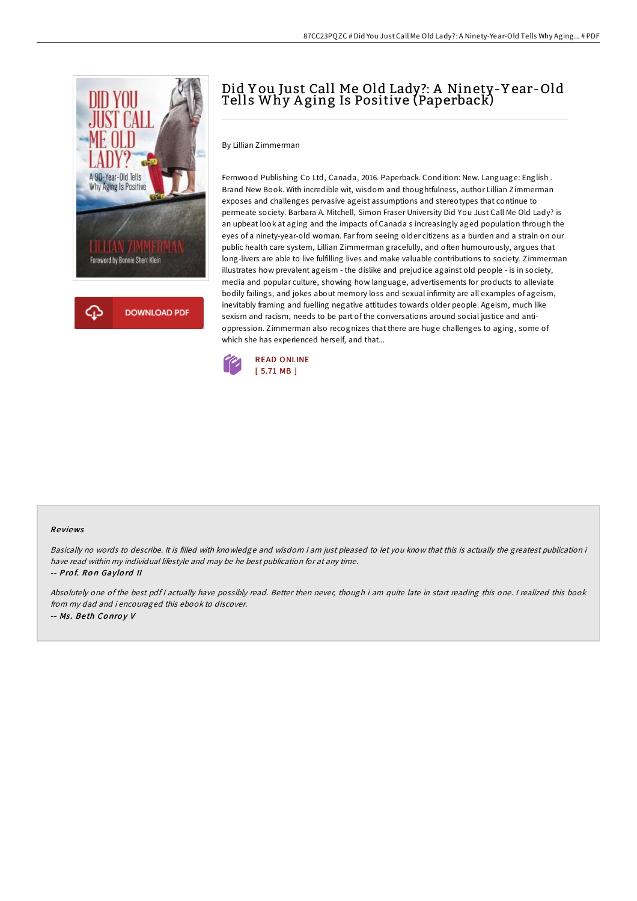# Did You Just Call Me Old Lady?: A Ninety-Year-Old Tells Why Aging Is Positive (Paperback)

By Lillian Zimmerman

Fernwood Publishing Co Ltd, Canada, 2016. Paperback. Condition: New. Language: English . Brand New Book. With incredible wit, wisdom and thoughtfulness, author Lillian Zimmerman exposes and challenges pervasive ageist assumptions and stereotypes that continue to permeate society. Barbara A. Mitchell, Simon Fraser University Did You Just Call Me Old Lady? is an upbeat look at aging and the impacts of Canada s increasingly aged population through the eyes of a ninety-year-old woman. Far from seeing older citizens as a burden and a strain on our public health care system, Lillian Zimmerman gracefully, and often humourously, argues that long-livers are able to live fulfilling lives and make valuable contributions to society. Zimmerman illustrates how prevalent ageism - the dislike and prejudice against old people - is in society, media and popular culture, showing how language, advertisements for products to alleviate bodily failings, and jokes about memory loss and sexual infirmity are all examples of ageism, inevitably framing and fuelling negative attitudes towards older people. Ageism, much like sexism and racism, needs to be part of the conversations around social justice and anti-oppression. Zimmerman also recognizes that there are huge challenges to aging, some of which she has experienced herself, and that...

READ ONLINE
[ 5.71 MB ]

## Reviews

*Basically no words to describe. It is filled with knowledge and wisdom I am just pleased to let you know that this is actually the greatest publication i have read within my individual lifestyle and may be he best publication for at any time.*

-- ***Prof. Ron Gaylord II***

*Absolutely one of the best pdf I actually have possibly read. Better then never, though i am quite late in start reading this one. I realized this book from my dad and i encouraged this ebook to discover.*

-- ***Ms. Beth Conroy V***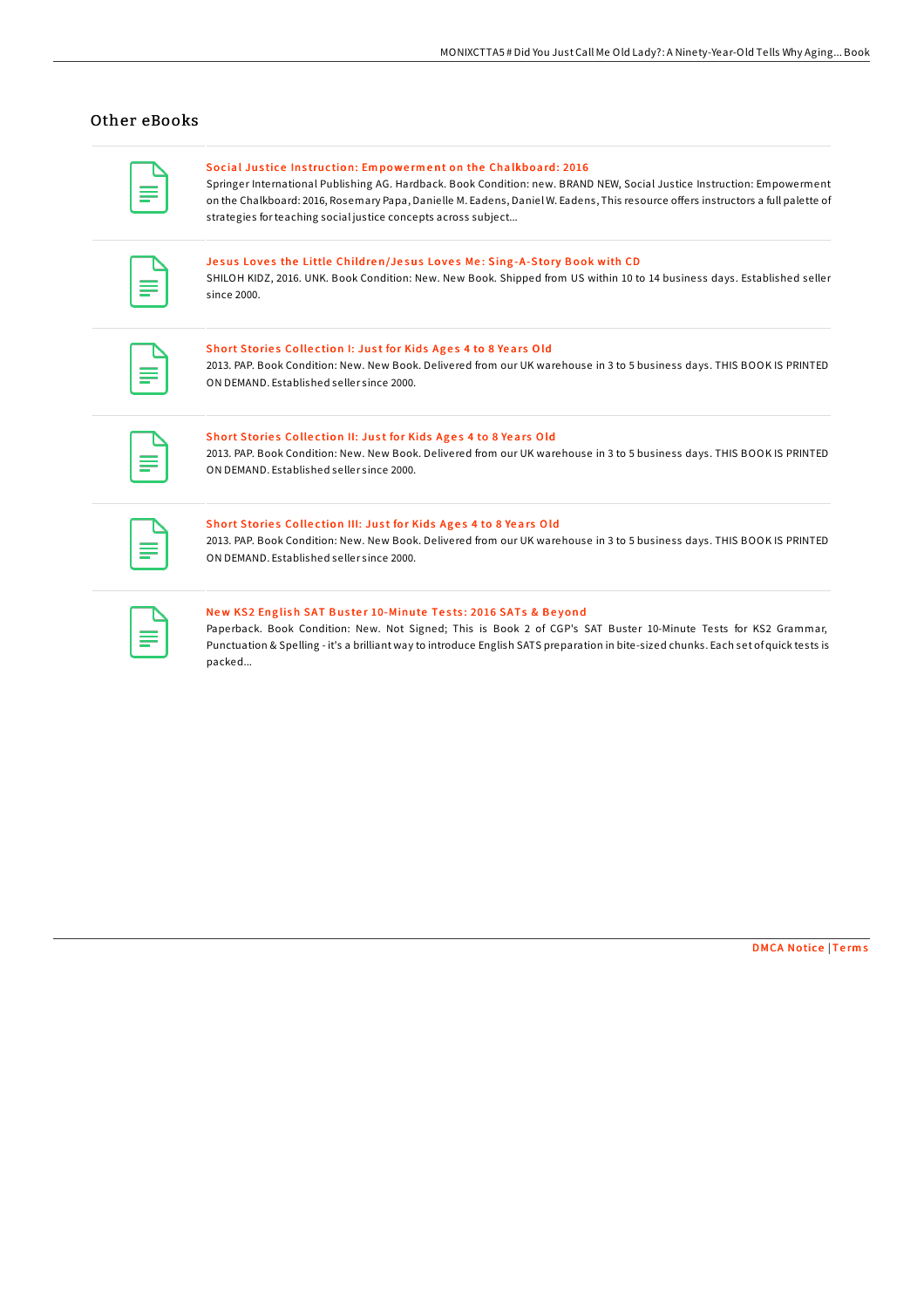## Other eBooks

### Social Justice Instruction: Empowerment on the Chalkboard: 2016

Springer International Publishing AG. Hardback. Book Condition: new. BRAND NEW, Social Justice Instruction: Empowerment on the Chalkboard: 2016, Rosemary Papa, Danielle M. Eadens, Daniel W. Eadens, This resource offers instructors a full palette of strategies for teaching social justice concepts across subject...

### Jesus Loves the Little Children/Jesus Loves Me: Sing-A-Story Book with CD

SHILOH KIDZ, 2016. UNK. Book Condition: New. New Book. Shipped from US within 10 to 14 business days. Established seller since 2000.

### Short Stories Collection I: Just for Kids Ages 4 to 8 Years Old

2013. PAP. Book Condition: New. New Book. Delivered from our UK warehouse in 3 to 5 business days. THIS BOOK IS PRINTED ON DEMAND. Established seller since 2000.

### Short Stories Collection II: Just for Kids Ages 4 to 8 Years Old

2013. PAP. Book Condition: New. New Book. Delivered from our UK warehouse in 3 to 5 business days. THIS BOOK IS PRINTED ON DEMAND. Established seller since 2000.

### Short Stories Collection III: Just for Kids Ages 4 to 8 Years Old

2013. PAP. Book Condition: New. New Book. Delivered from our UK warehouse in 3 to 5 business days. THIS BOOK IS PRINTED ON DEMAND. Established seller since 2000.

### New KS2 English SAT Buster 10-Minute Tests: 2016 SATs & Beyond

Paperback. Book Condition: New. Not Signed; This is Book 2 of CGP's SAT Buster 10-Minute Tests for KS2 Grammar, Punctuation & Spelling - it's a brilliant way to introduce English SATS preparation in bite-sized chunks. Each set of quick tests is packed...